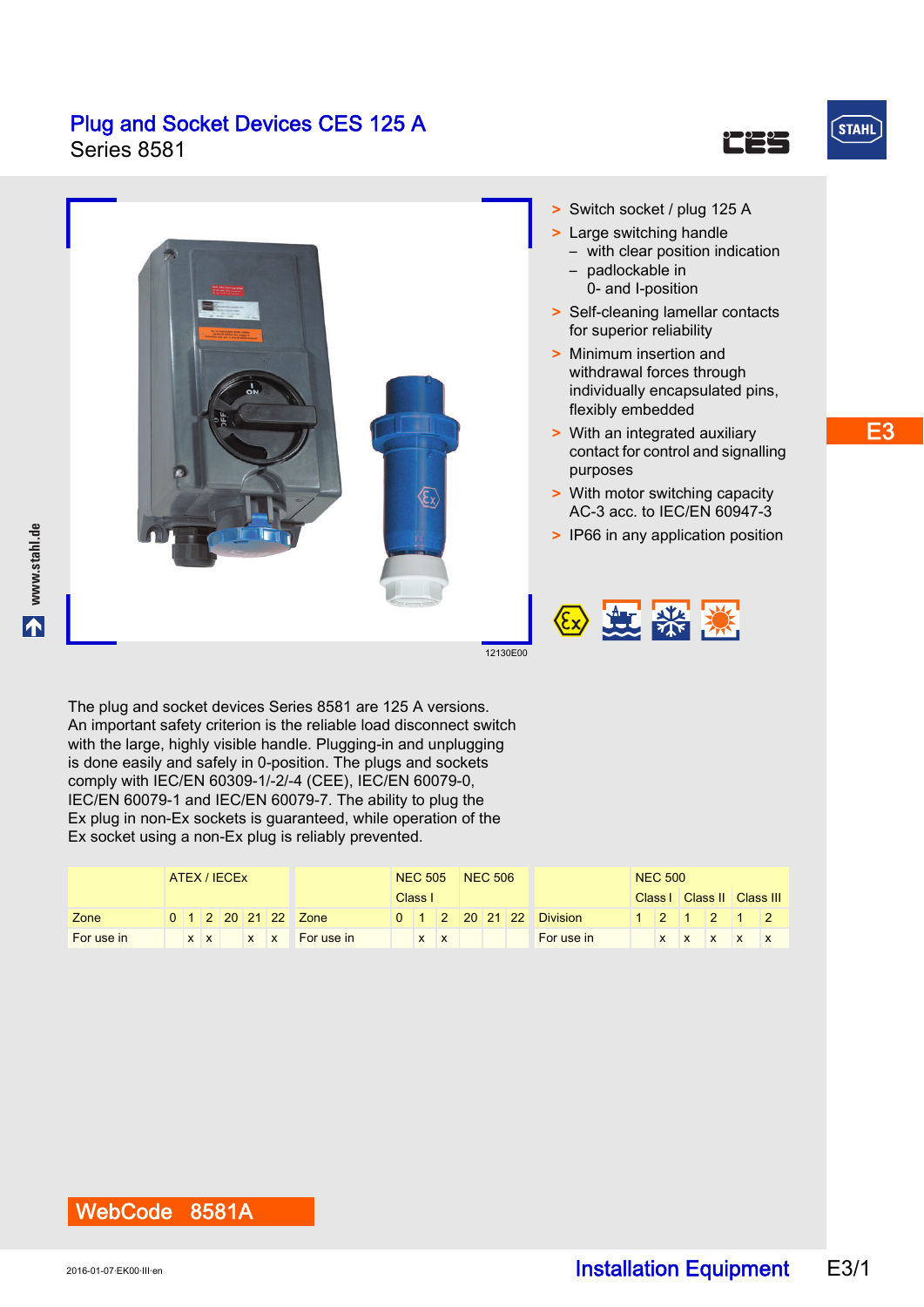# Plug and Socket Devices CES 125 A

Series 8581

12130E00

- Switch socket / plug 125 A
- Large switching handle
  - with clear position indication
  - padlockable in 0- and I-position
- Self-cleaning lamellar contacts for superior reliability
- Minimum insertion and withdrawal forces through individually encapsulated pins, flexibly embedded
- With an integrated auxiliary contact for control and signalling purposes
- With motor switching capacity AC-3 acc. to IEC/EN 60947-3
- IP66 in any application position

The plug and socket devices Series 8581 are 125 A versions. An important safety criterion is the reliable load disconnect switch with the large, highly visible handle. Plugging-in and unplugging is done easily and safely in 0-position. The plugs and sockets comply with IEC/EN 60309-1/-2/-4 (CEE), IEC/EN 60079-0, IEC/EN 60079-1 and IEC/EN 60079-7. The ability to plug the Ex plug in non-Ex sockets is guaranteed, while operation of the Ex socket using a non-Ex plug is reliably prevented.

| | ATEX / IECEx | | | | | |
|---|---|---|---|---|---|---|
| Zone | 0 | 1 | 2 | 20 | 21 | 22 |
| For use in | | x | x | | x | x |

| | NEC 505 | | | NEC 506 | | |
|---|---|---|---|---|---|---|
| | Class I | | | | | |
| Zone | 0 | 1 | 2 | 20 | 21 | 22 |
| For use in | | x | x | | | |

| | NEC 500 | | | | | |
|---|---|---|---|---|---|---|
| | Class I | | Class II | | Class III | |
| Division | 1 | 2 | 1 | 2 | 1 | 2 |
| For use in | | x | x | x | x | x |

**WebCode 8581A**

2016-01-07·EK00·III·en

Installation Equipment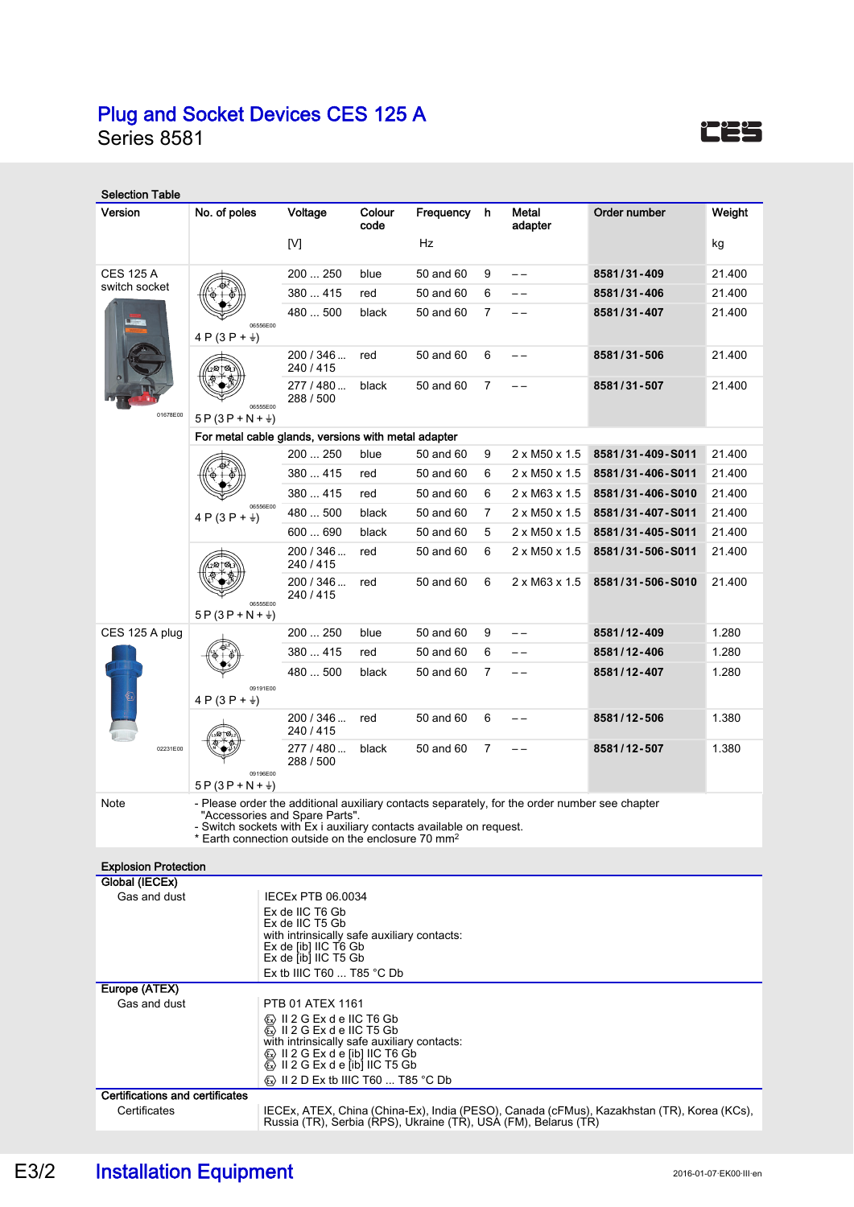# Plug and Socket Devices CES 125 A

## Series 8581

### Selection Table

| Version | No. of poles | Voltage [V] | Colour code | Frequency Hz | h | Metal adapter | Order number | Weight kg |
|---|---|---|---|---|---|---|---|---|
| CES 125 A switch socket | 4 P (3 P + ⏚) | 200 ... 250 | blue | 50 and 60 | 9 | – – | **8581/31-409** | 21.400 |
| | | 380 ... 415 | red | 50 and 60 | 6 | – – | **8581/31-406** | 21.400 |
| | | 480 ... 500 | black | 50 and 60 | 7 | – – | **8581/31-407** | 21.400 |
| | 5 P (3 P + N + ⏚) | 200 / 346 ... 240 / 415 | red | 50 and 60 | 6 | – – | **8581/31-506** | 21.400 |
| | | 277 / 480 ... 288 / 500 | black | 50 and 60 | 7 | – – | **8581/31-507** | 21.400 |
| | For metal cable glands, versions with metal adapter | | | | | | | |
| | 4 P (3 P + ⏚) | 200 ... 250 | blue | 50 and 60 | 9 | 2 x M50 x 1.5 | **8581/31-409-S011** | 21.400 |
| | | 380 ... 415 | red | 50 and 60 | 6 | 2 x M50 x 1.5 | **8581/31-406-S011** | 21.400 |
| | | 380 ... 415 | red | 50 and 60 | 6 | 2 x M63 x 1.5 | **8581/31-406-S010** | 21.400 |
| | | 480 ... 500 | black | 50 and 60 | 7 | 2 x M50 x 1.5 | **8581/31-407-S011** | 21.400 |
| | | 600 ... 690 | black | 50 and 60 | 5 | 2 x M50 x 1.5 | **8581/31-405-S011** | 21.400 |
| | 5 P (3 P + N + ⏚) | 200 / 346 ... 240 / 415 | red | 50 and 60 | 6 | 2 x M50 x 1.5 | **8581/31-506-S011** | 21.400 |
| | | 200 / 346 ... 240 / 415 | red | 50 and 60 | 6 | 2 x M63 x 1.5 | **8581/31-506-S010** | 21.400 |
| CES 125 A plug | 4 P (3 P + ⏚) | 200 ... 250 | blue | 50 and 60 | 9 | – – | **8581/12-409** | 1.280 |
| | | 380 ... 415 | red | 50 and 60 | 6 | – – | **8581/12-406** | 1.280 |
| | | 480 ... 500 | black | 50 and 60 | 7 | – – | **8581/12-407** | 1.280 |
| | 5 P (3 P + N + ⏚) | 200 / 346 ... 240 / 415 | red | 50 and 60 | 6 | – – | **8581/12-506** | 1.380 |
| | | 277 / 480 ... 288 / 500 | black | 50 and 60 | 7 | – – | **8581/12-507** | 1.380 |

**Note**

- Please order the additional auxiliary contacts separately, for the order number see chapter "Accessories and Spare Parts".
- Switch sockets with Ex i auxiliary contacts available on request.

\* Earth connection outside on the enclosure 70 mm²

### Explosion Protection

**Global (IECEx)**

Gas and dust

IECEx PTB 06.0034
Ex de IIC T6 Gb
Ex de IIC T5 Gb
with intrinsically safe auxiliary contacts:
Ex de [ib] IIC T6 Gb
Ex de [ib] IIC T5 Gb
Ex tb IIIC T60 ... T85 °C Db

**Europe (ATEX)**

Gas and dust

PTB 01 ATEX 1161
Ⓔx II 2 G Ex d e IIC T6 Gb
Ⓔx II 2 G Ex d e IIC T5 Gb
with intrinsically safe auxiliary contacts:
Ⓔx II 2 G Ex d e [ib] IIC T6 Gb
Ⓔx II 2 G Ex d e [ib] IIC T5 Gb
Ⓔx II 2 D Ex tb IIIC T60 ... T85 °C Db

**Certifications and certificates**

Certificates

IECEx, ATEX, China (China-Ex), India (PESO), Canada (cFMus), Kazakhstan (TR), Korea (KCs), Russia (TR), Serbia (RPS), Ukraine (TR), USA (FM), Belarus (TR)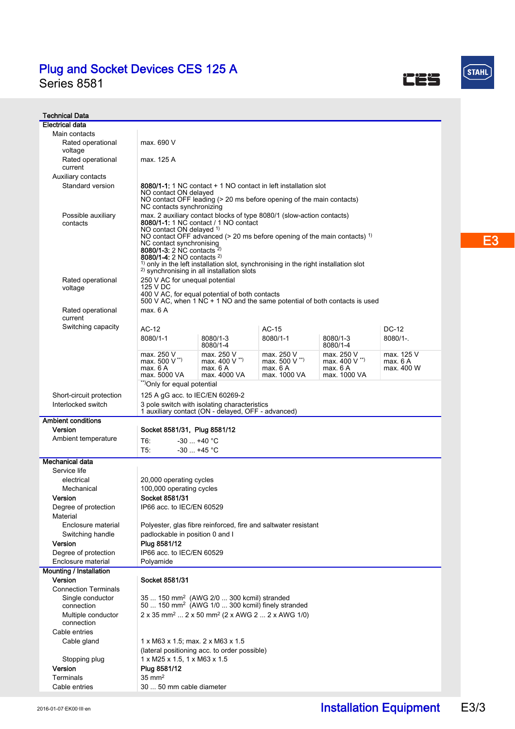# Plug and Socket Devices CES 125 A

Series 8581

## Technical Data

### Electrical data

| | |
|---|---|
| **Main contacts** | |
| Rated operational voltage | max. 690 V |
| Rated operational current | max. 125 A |
| **Auxiliary contacts** | |
| Standard version | **8080/1-1:** 1 NC contact + 1 NO contact in left installation slot<br>NO contact ON delayed<br>NO contact OFF leading (> 20 ms before opening of the main contacts)<br>NC contacts synchronizing |
| Possible auxiliary contacts | max. 2 auxiliary contact blocks of type 8080/1 (slow-action contacts)<br>**8080/1-1:** 1 NC contact / 1 NO contact<br>NO contact ON delayed [1]<br>NO contact OFF advanced (> 20 ms before opening of the main contacts) [1]<br>NC contact synchronising<br>**8080/1-3:** 2 NC contacts [2]<br>**8080/1-4:** 2 NO contacts [2]<br>[1] only in the left installation slot, synchronising in the right installation slot<br>[2] synchronising in all installation slots |
| Rated operational voltage | 250 V AC for unequal potential<br>125 V DC<br>400 V AC, for equal potential of both contacts<br>500 V AC, when 1 NC + 1 NO and the same potential of both contacts is used |
| Rated operational current | max. 6 A |
| Switching capacity | see table below |

| AC-12 | | AC-15 | | DC-12 |
|---|---|---|---|---|
| 8080/1-1 | 8080/1-3<br>8080/1-4 | 8080/1-1 | 8080/1-3<br>8080/1-4 | 8080/1-. |
| max. 250 V<br>max. 500 V [**)]<br>max. 6 A<br>max. 5000 VA | max. 250 V<br>max. 400 V [**)]<br>max. 6 A<br>max. 4000 VA | max. 250 V<br>max. 500 V [**)]<br>max. 6 A<br>max. 1000 VA | max. 250 V<br>max. 400 V [**)]<br>max. 6 A<br>max. 1000 VA | max. 125 V<br>max. 6 A<br>max. 400 W |

[**)] Only for equal potential

| | |
|---|---|
| Short-circuit protection | 125 A gG acc. to IEC/EN 60269-2 |
| Interlocked switch | 3 pole switch with isolating characteristics<br>1 auxiliary contact (ON - delayed, OFF - advanced) |

### Ambient conditions

| | |
|---|---|
| **Version** | **Socket 8581/31, Plug 8581/12** |
| Ambient temperature | T6: -30 ... +40 °C<br>T5: -30 ... +45 °C |

### Mechanical data

| | |
|---|---|
| **Service life** | |
| electrical | 20,000 operating cycles |
| Mechanical | 100,000 operating cycles |
| **Version** | **Socket 8581/31** |
| Degree of protection | IP66 acc. to IEC/EN 60529 |
| **Material** | |
| Enclosure material | Polyester, glas fibre reinforced, fire and saltwater resistant |
| Switching handle | padlockable in position 0 and I |
| **Version** | **Plug 8581/12** |
| Degree of protection | IP66 acc. to IEC/EN 60529 |
| Enclosure material | Polyamide |

### Mounting / Installation

| | |
|---|---|
| **Version** | **Socket 8581/31** |
| **Connection Terminals** | |
| Single conductor connection | 35 ... 150 mm² (AWG 2/0 ... 300 kcmil) stranded<br>50 ... 150 mm² (AWG 1/0 ... 300 kcmil) finely stranded |
| Multiple conductor connection | 2 x 35 mm² ... 2 x 50 mm² (2 x AWG 2 ... 2 x AWG 1/0) |
| **Cable entries** | |
| Cable gland | 1 x M63 x 1.5; max. 2 x M63 x 1.5<br>(lateral positioning acc. to order possible) |
| Stopping plug | 1 x M25 x 1.5, 1 x M63 x 1.5 |
| **Version** | **Plug 8581/12** |
| Terminals | 35 mm² |
| Cable entries | 30 ... 50 mm cable diameter |

2016-01-07·EK00·III·en

Installation Equipment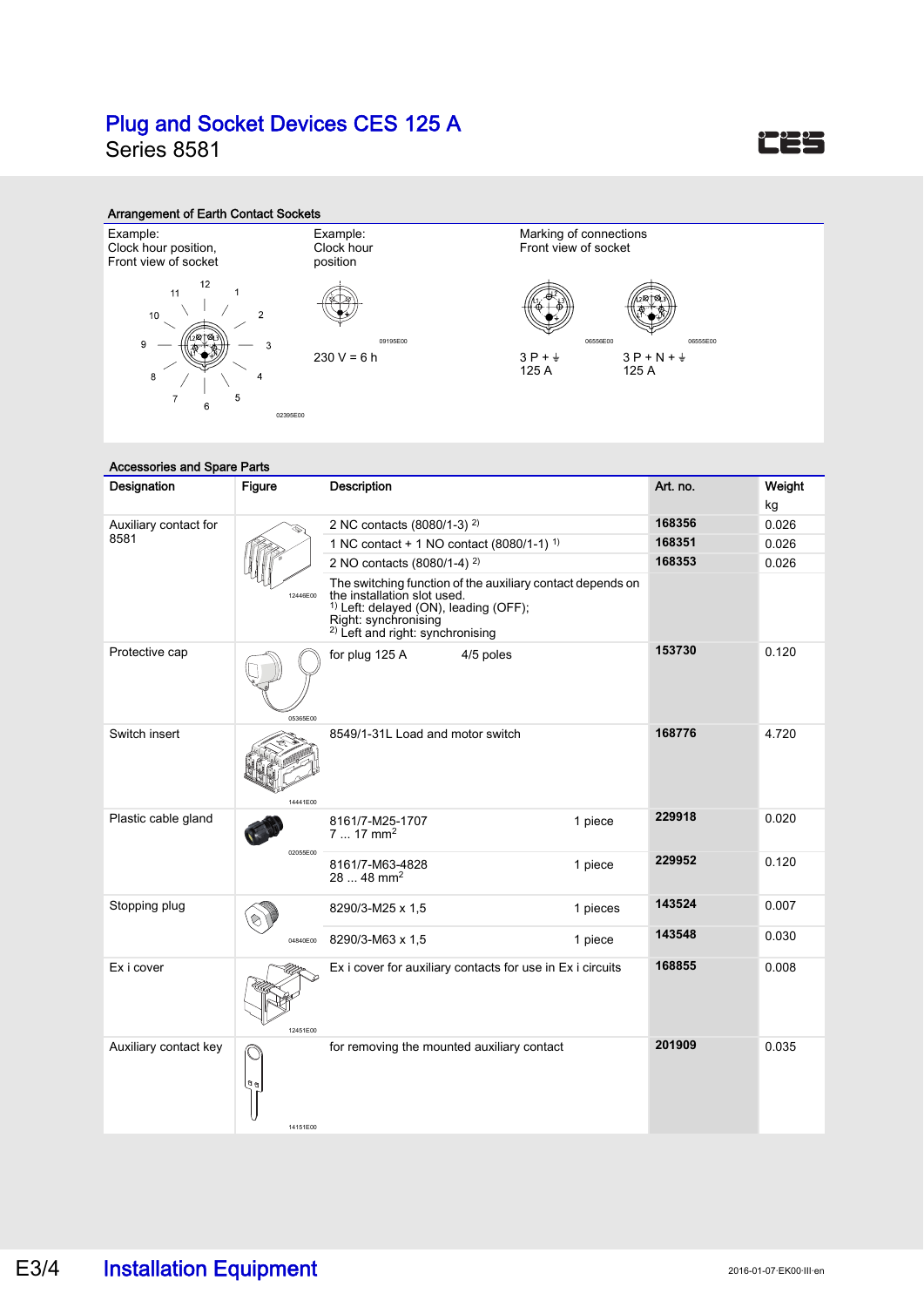# Plug and Socket Devices CES 125 A

Series 8581

## Arrangement of Earth Contact Sockets

| Example: Clock hour position, Front view of socket | Example: Clock hour position | Marking of connections Front view of socket | |
|---|---|---|---|
| 02395E00 | 09195E00 | 06556E00 | 06555E00 |
| | 230 V = 6 h | 3 P + ⏚ 125 A | 3 P + N + ⏚ 125 A |

## Accessories and Spare Parts

| Designation | Figure | Description | | Art. no. | Weight kg |
|---|---|---|---|---|---|
| Auxiliary contact for 8581 | 12446E00 | 2 NC contacts (8080/1-3) [2] | | 168356 | 0.026 |
| | | 1 NC contact + 1 NO contact (8080/1-1) [1] | | 168351 | 0.026 |
| | | 2 NO contacts (8080/1-4) [2] | | 168353 | 0.026 |
| | | The switching function of the auxiliary contact depends on the installation slot used. [1] Left: delayed (ON), leading (OFF); Right: synchronising [2] Left and right: synchronising | | | |
| Protective cap | 05365E00 | for plug 125 A 4/5 poles | | 153730 | 0.120 |
| Switch insert | 14441E00 | 8549/1-31L Load and motor switch | | 168776 | 4.720 |
| Plastic cable gland | 02055E00 | 8161/7-M25-1707 7 ... 17 $mm^2$ | 1 piece | 229918 | 0.020 |
| | | 8161/7-M63-4828 28 ... 48 $mm^2$ | 1 piece | 229952 | 0.120 |
| Stopping plug | 04840E00 | 8290/3-M25 x 1,5 | 1 pieces | 143524 | 0.007 |
| | | 8290/3-M63 x 1,5 | 1 piece | 143548 | 0.030 |
| Ex i cover | 12451E00 | Ex i cover for auxiliary contacts for use in Ex i circuits | | 168855 | 0.008 |
| Auxiliary contact key | 14151E00 | for removing the mounted auxiliary contact | | 201909 | 0.035 |

E3/4 Installation Equipment

2016-01-07·EK00·III·en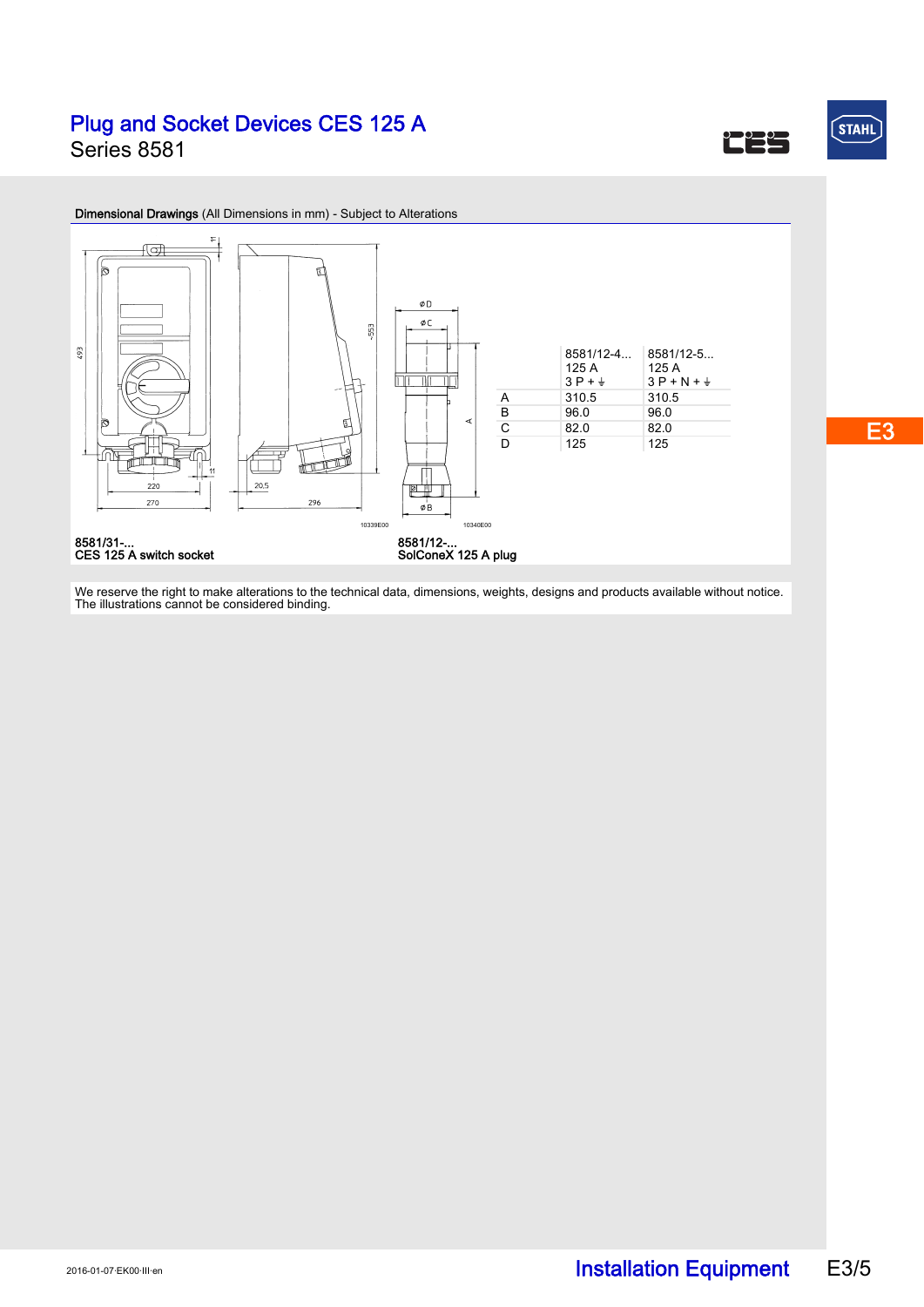# Plug and Socket Devices CES 125 A

Series 8581

**Dimensional Drawings** (All Dimensions in mm) - Subject to Alterations

11
493
~553
11
220
270
20,5
296
10339E00

ØD
ØC
A
ØB
10340E00

| | 8581/12-4... 125 A 3 P + ⏚ | 8581/12-5... 125 A 3 P + N + ⏚ |
|---|---|---|
| A | 310.5 | 310.5 |
| B | 96.0 | 96.0 |
| C | 82.0 | 82.0 |
| D | 125 | 125 |

**8581/31-...**
**CES 125 A switch socket**

**8581/12-...**
**SolConeX 125 A plug**

We reserve the right to make alterations to the technical data, dimensions, weights, designs and products available without notice. The illustrations cannot be considered binding.